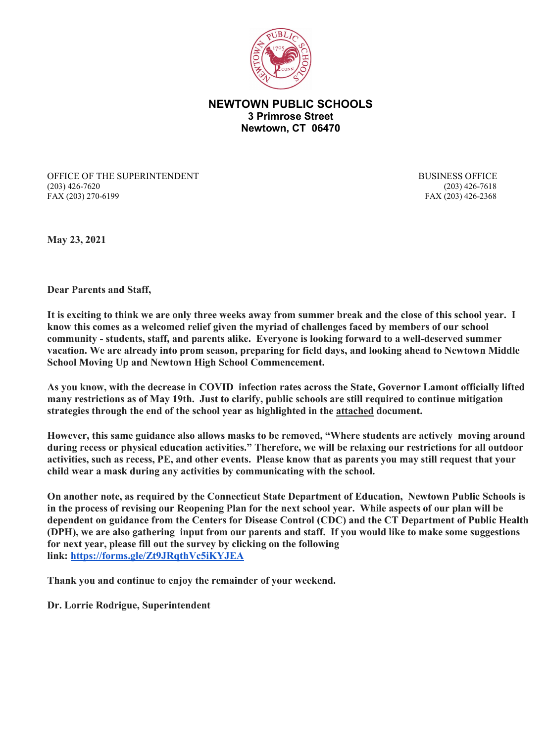# NEWTOWN PUBLIC SCHOOLS

**3 Primrose Street**
**Newtown, CT 06470**

OFFICE OF THE SUPERINTENDENT
(203) 426-7620
FAX (203) 270-6199

BUSINESS OFFICE
(203) 426-7618
FAX (203) 426-2368

**May 23, 2021**

**Dear Parents and Staff,**

**It is exciting to think we are only three weeks away from summer break and the close of this school year. I know this comes as a welcomed relief given the myriad of challenges faced by members of our school community - students, staff, and parents alike. Everyone is looking forward to a well-deserved summer vacation. We are already into prom season, preparing for field days, and looking ahead to Newtown Middle School Moving Up and Newtown High School Commencement.**

**As you know, with the decrease in COVID infection rates across the State, Governor Lamont officially lifted many restrictions as of May 19th. Just to clarify, public schools are still required to continue mitigation strategies through the end of the school year as highlighted in the attached document.**

**However, this same guidance also allows masks to be removed, "Where students are actively moving around during recess or physical education activities." Therefore, we will be relaxing our restrictions for all outdoor activities, such as recess, PE, and other events. Please know that as parents you may still request that your child wear a mask during any activities by communicating with the school.**

**On another note, as required by the Connecticut State Department of Education, Newtown Public Schools is in the process of revising our Reopening Plan for the next school year. While aspects of our plan will be dependent on guidance from the Centers for Disease Control (CDC) and the CT Department of Public Health (DPH), we are also gathering input from our parents and staff. If you would like to make some suggestions for next year, please fill out the survey by clicking on the following link: https://forms.gle/Zt9JRqthVc5iKYJEA**

**Thank you and continue to enjoy the remainder of your weekend.**

**Dr. Lorrie Rodrigue, Superintendent**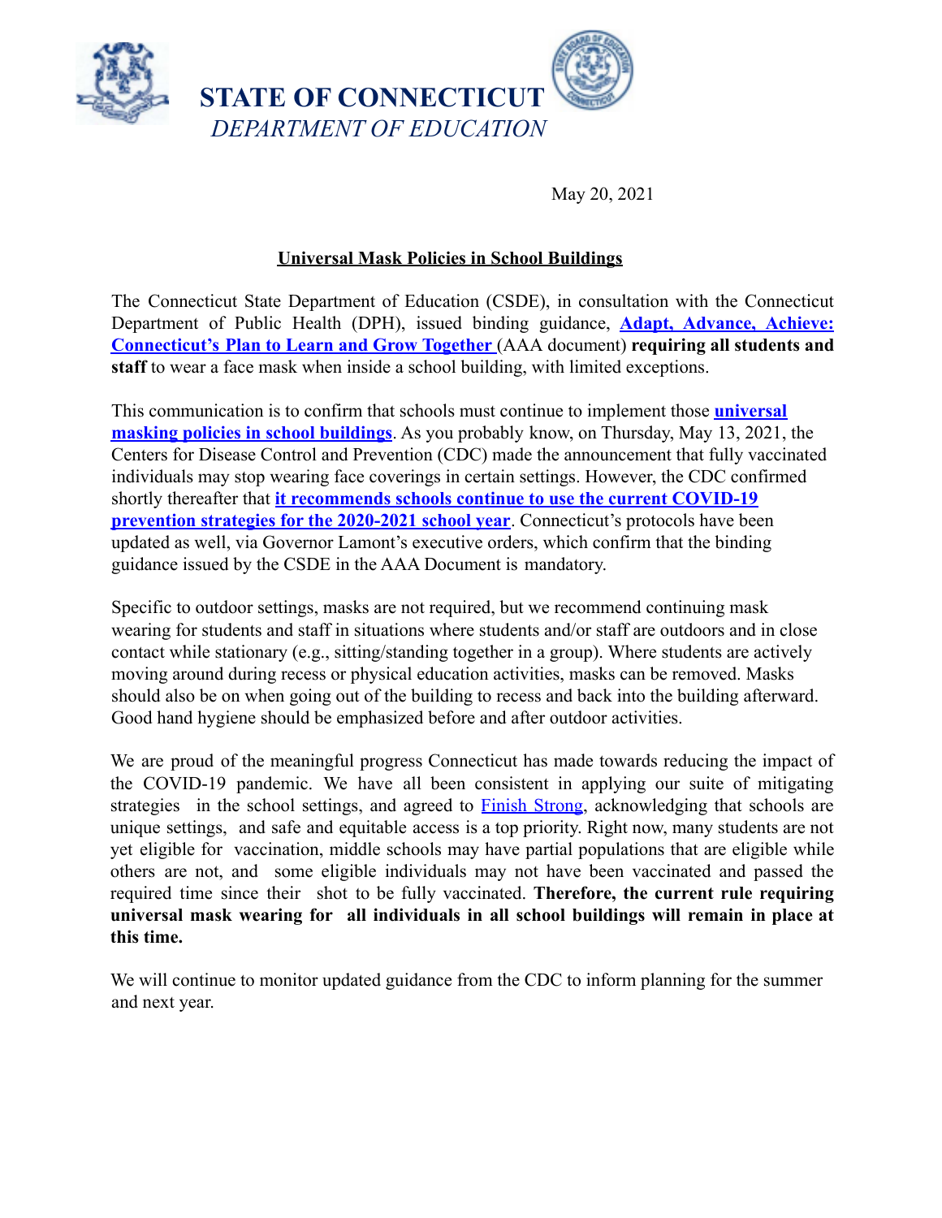**STATE OF CONNECTICUT**
*DEPARTMENT OF EDUCATION*

May 20, 2021

**Universal Mask Policies in School Buildings**

The Connecticut State Department of Education (CSDE), in consultation with the Connecticut Department of Public Health (DPH), issued binding guidance, **Adapt, Advance, Achieve: Connecticut's Plan to Learn and Grow Together** (AAA document) **requiring all students and staff** to wear a face mask when inside a school building, with limited exceptions.

This communication is to confirm that schools must continue to implement those **universal masking policies in school buildings**. As you probably know, on Thursday, May 13, 2021, the Centers for Disease Control and Prevention (CDC) made the announcement that fully vaccinated individuals may stop wearing face coverings in certain settings. However, the CDC confirmed shortly thereafter that **it recommends schools continue to use the current COVID-19 prevention strategies for the 2020-2021 school year**. Connecticut's protocols have been updated as well, via Governor Lamont's executive orders, which confirm that the binding guidance issued by the CSDE in the AAA Document is mandatory.

Specific to outdoor settings, masks are not required, but we recommend continuing mask wearing for students and staff in situations where students and/or staff are outdoors and in close contact while stationary (e.g., sitting/standing together in a group). Where students are actively moving around during recess or physical education activities, masks can be removed. Masks should also be on when going out of the building to recess and back into the building afterward. Good hand hygiene should be emphasized before and after outdoor activities.

We are proud of the meaningful progress Connecticut has made towards reducing the impact of the COVID-19 pandemic. We have all been consistent in applying our suite of mitigating strategies in the school settings, and agreed to Finish Strong, acknowledging that schools are unique settings, and safe and equitable access is a top priority. Right now, many students are not yet eligible for vaccination, middle schools may have partial populations that are eligible while others are not, and some eligible individuals may not have been vaccinated and passed the required time since their shot to be fully vaccinated. **Therefore, the current rule requiring universal mask wearing for all individuals in all school buildings will remain in place at this time.**

We will continue to monitor updated guidance from the CDC to inform planning for the summer and next year.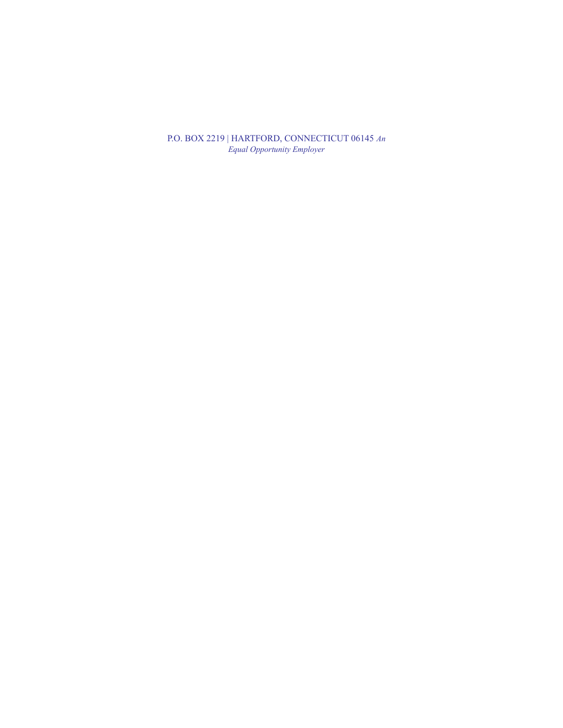P.O. BOX 2219 | HARTFORD, CONNECTICUT 06145 *An Equal Opportunity Employer*